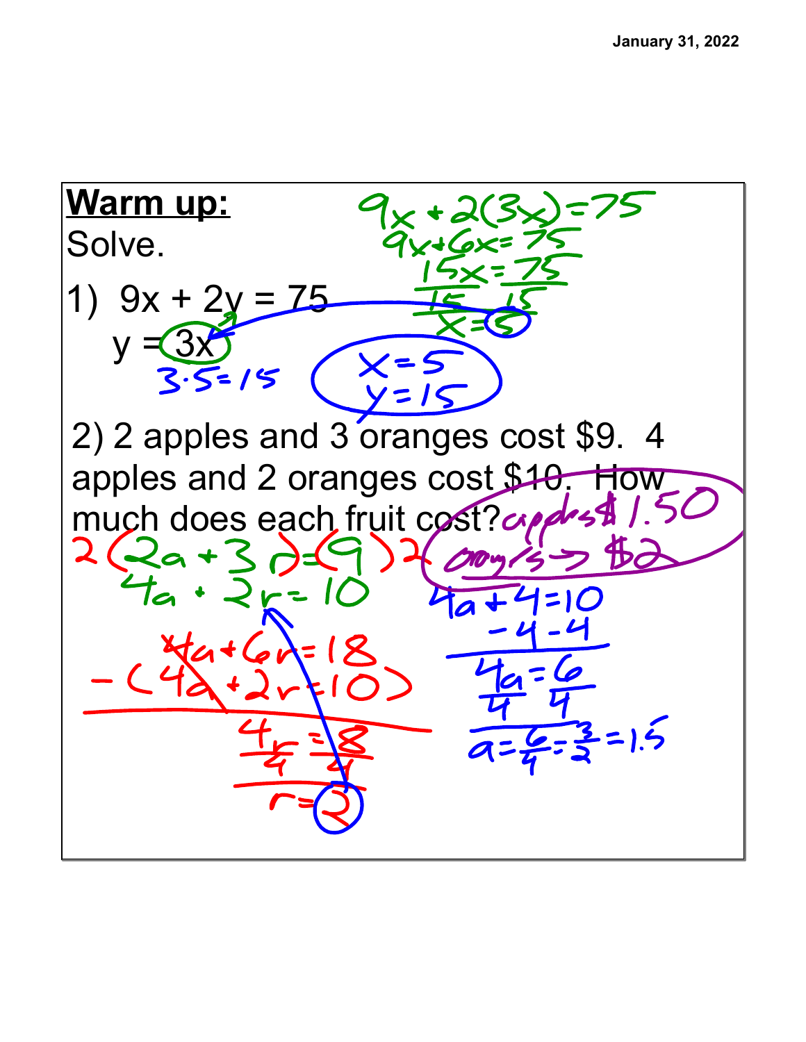## Warm up:

Solve.

1) $9x + 2y = 75$

$y = 3x$

$9x + 2(3x) = 75$

$9x + 6x = 75$

$\frac{15x}{15} = \frac{75}{15}$

$x = 5$

$3 \cdot 5 = 15$

$x = 5$

$y = 15$

2) 2 apples and 3 oranges cost $9. 4 apples and 2 oranges cost $10. How much does each fruit cost?

apples $1.50

oranges → $2

$2(2a + 3r) = (9)2$

$4a + 2r = 10$

$4a + 6r = 18$

$-(4a + 2r = 10)$

$\frac{4r}{4} = \frac{8}{4}$

$r = 2$

$4a + 4 = 10$

$-4 \quad -4$

$\frac{4a}{4} = \frac{6}{4}$

$a = \frac{6}{4} = \frac{3}{2} = 1.5$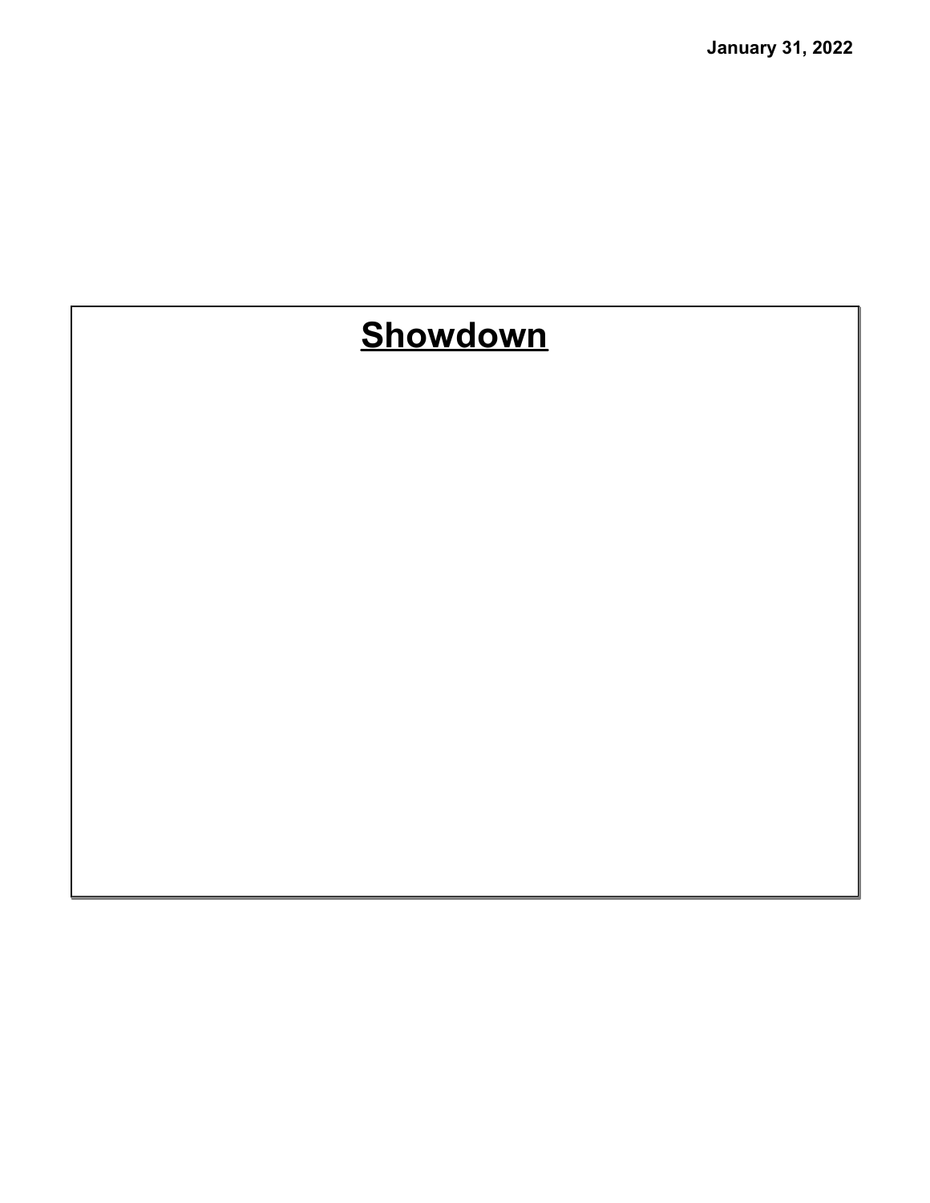January 31, 2022

# Showdown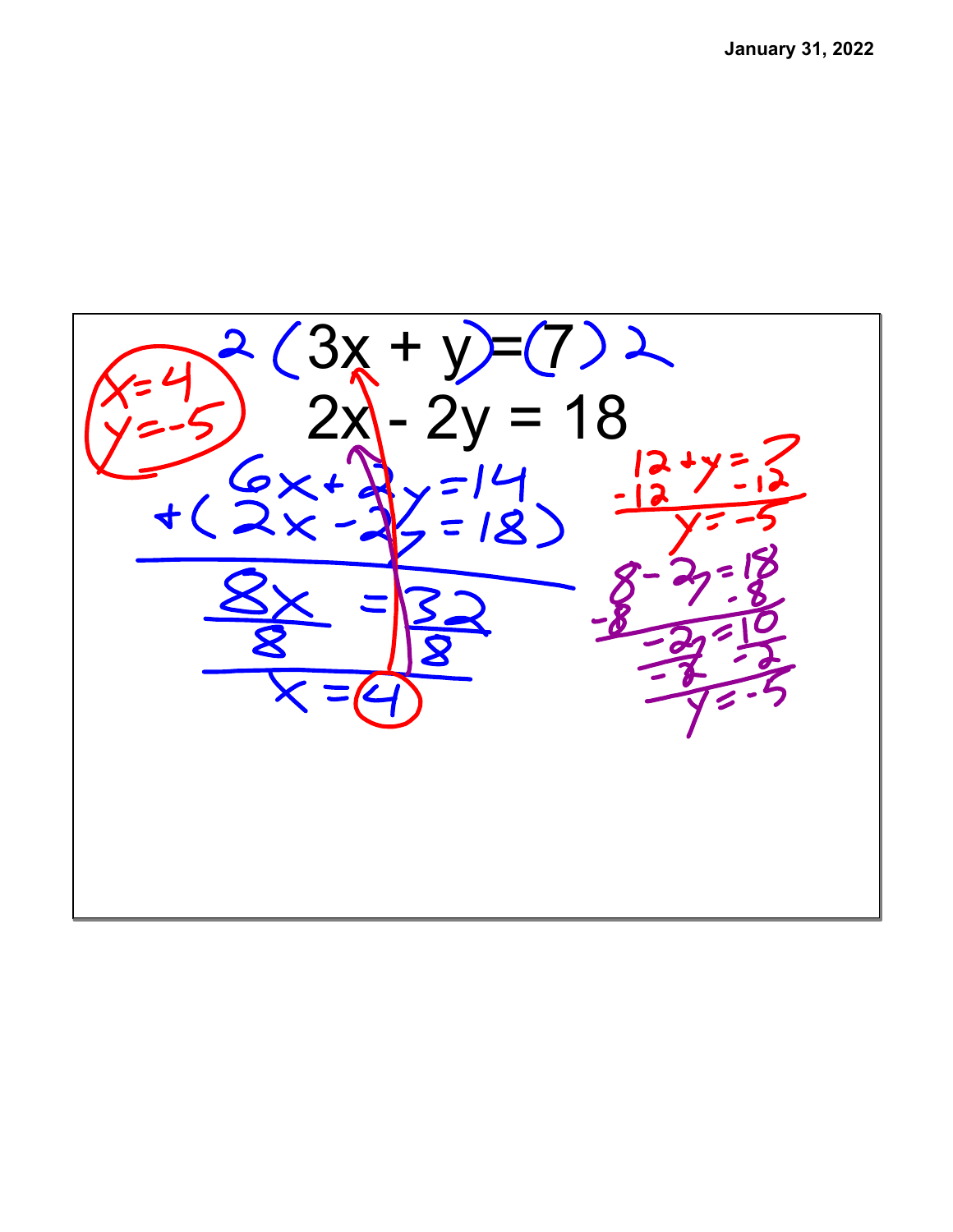$$2(3x + y = 7)2$$

$$2x - 2y = 18$$

$$6x + 2y = 14$$

$$+(2x - 2y = 18)$$

$$\frac{8x}{8} = \frac{32}{8}$$

$$x = 4$$

$$12 + y = 7$$
$$-12 \quad -12$$
$$y = -5$$

$$8 - 2y = 18$$
$$-8 \quad -8$$
$$\frac{-2y}{-2} = \frac{10}{-2}$$
$$y = -5$$

$x = 4$
$y = -5$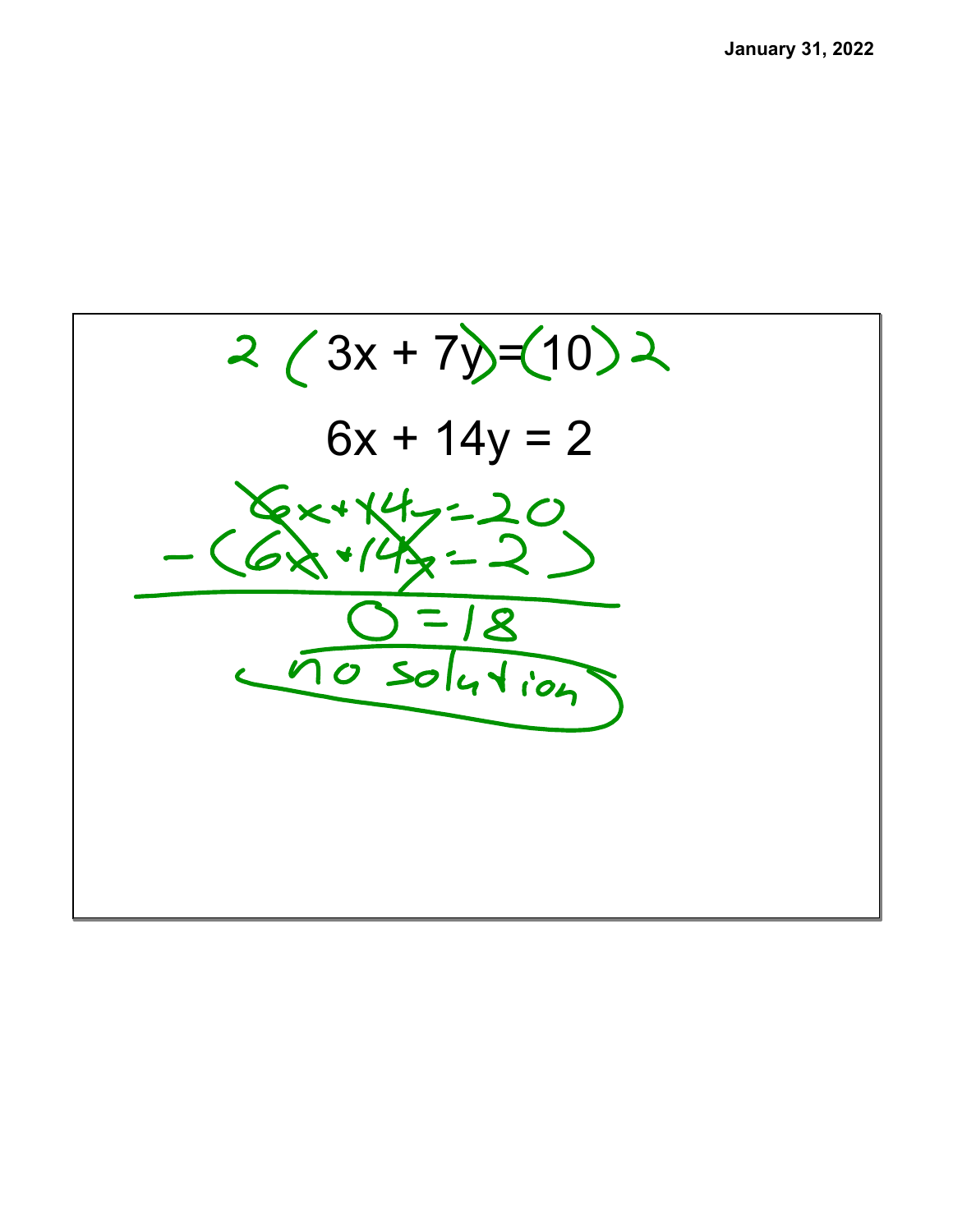$$2(3x + 7y) = (10)2$$

$$6x + 14y = 2$$

$$6x + 14y = 20$$

$$-(6x + 14y = 2)$$

$$0 = 18$$

no solution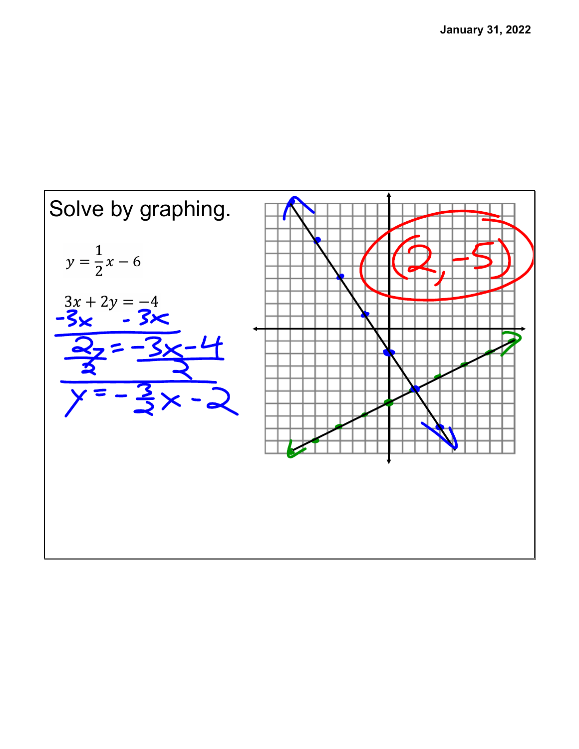Solve by graphing.

$$y = \frac{1}{2}x - 6$$

$$3x + 2y = -4$$

$$-3x \quad -3x$$

$$\frac{2y}{2} = \frac{-3x - 4}{2}$$

$$y = -\frac{3}{2}x - 2$$

(2, -5)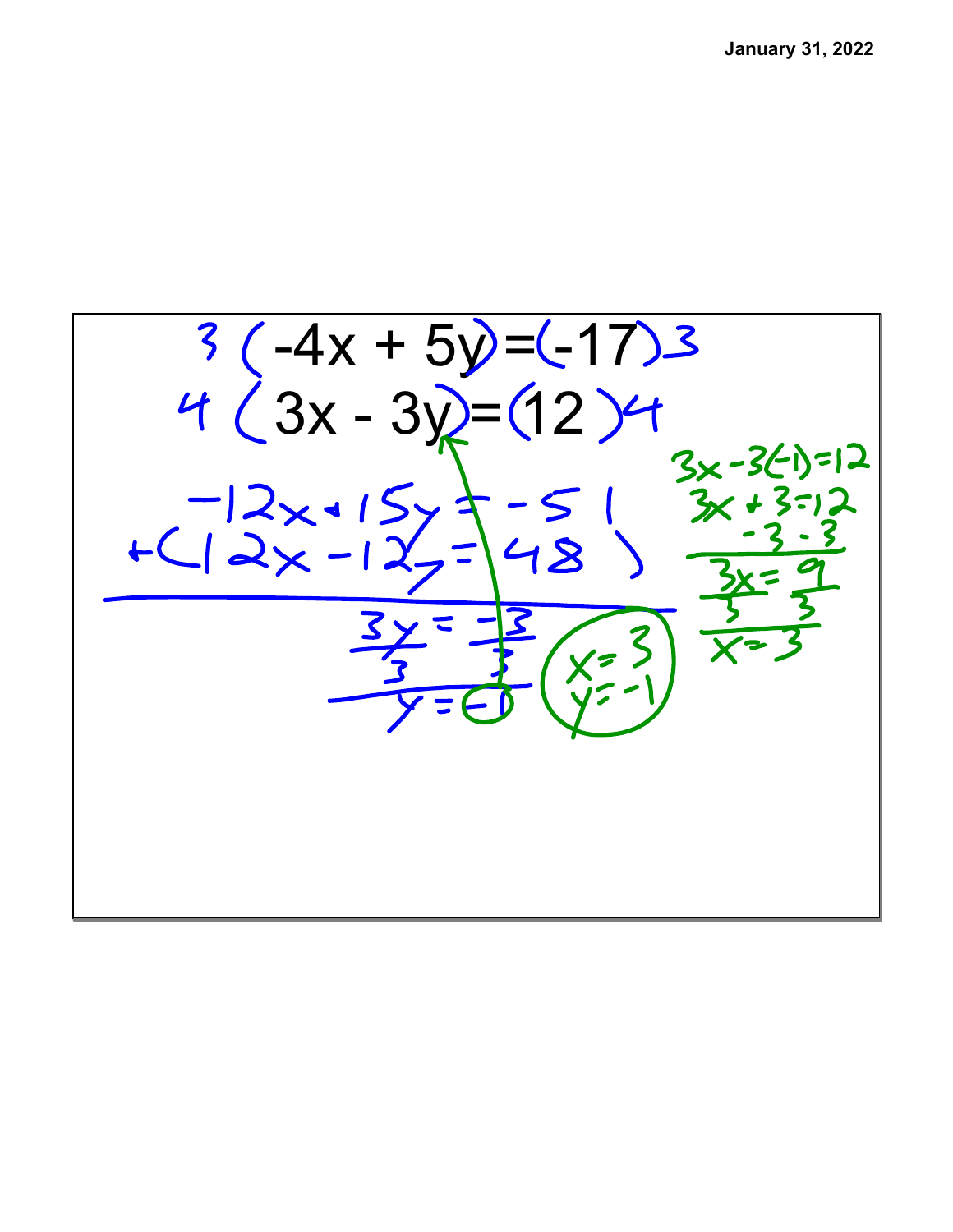January 31, 2022

$$3(-4x + 5y = -17)3$$

$$4(3x - 3y = 12)4$$

$$-12x + 15y = -51$$

$$+(12x - 12y = 48)$$

$$3y = -3$$

$$\frac{3y}{3} = \frac{-3}{3}$$

$$y = -1$$

$$3x - 3(-1) = 12$$

$$3x + 3 = 12$$

$$-3 \quad -3$$

$$3x = 9$$

$$\frac{3x}{3} = \frac{9}{3}$$

$$x = 3$$

$x = 3$

$y = -1$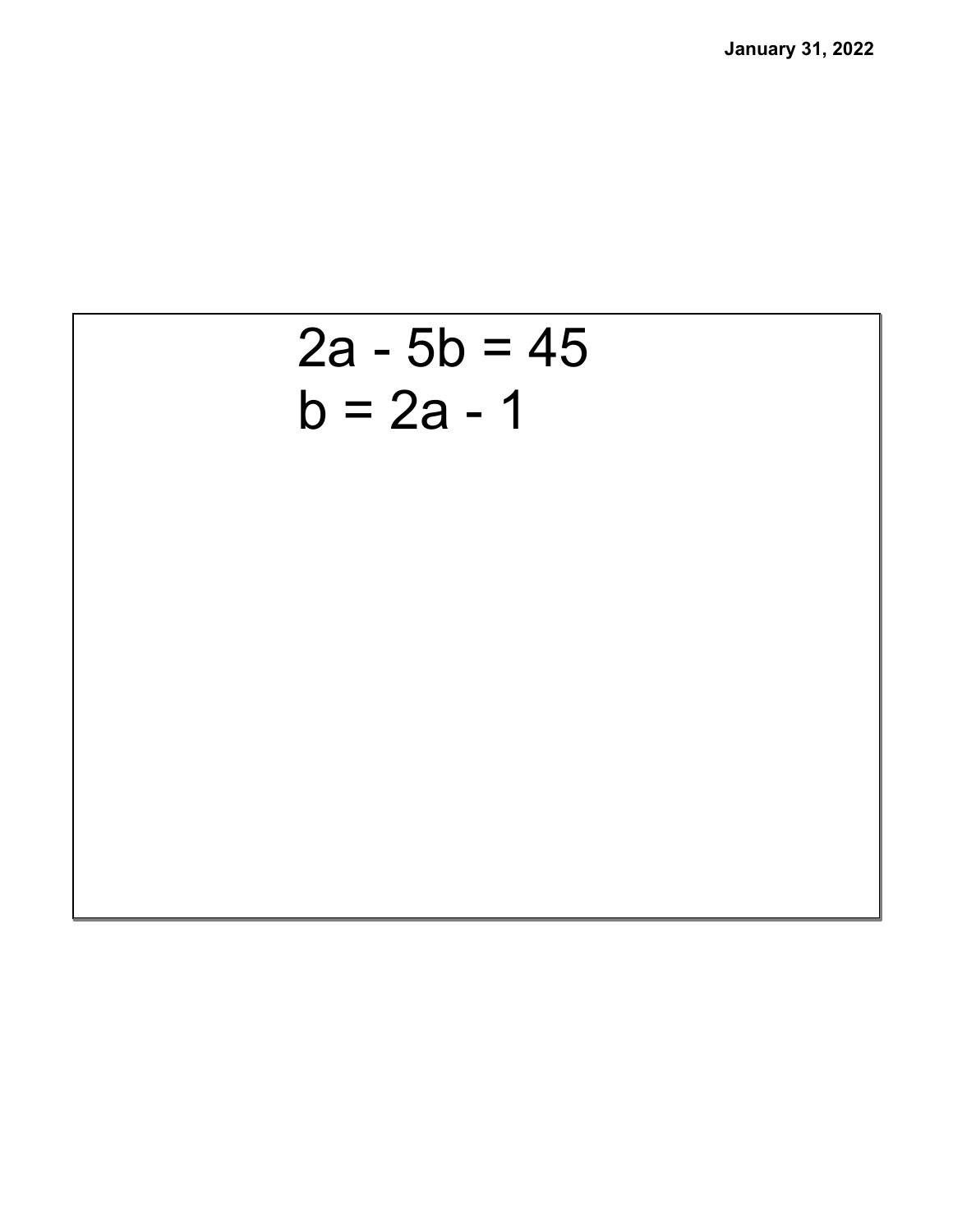$$2a - 5b = 45$$

$$b = 2a - 1$$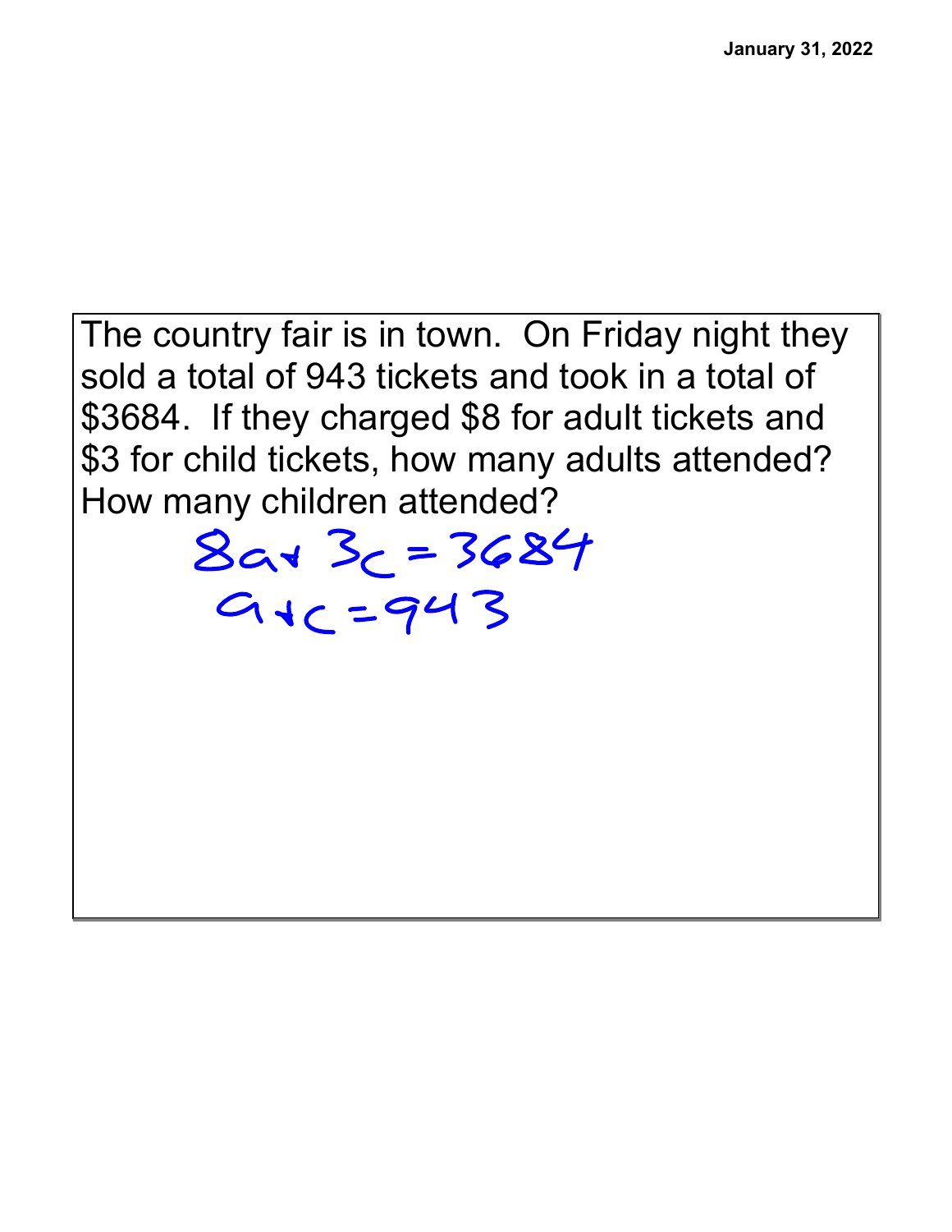The country fair is in town. On Friday night they sold a total of 943 tickets and took in a total of \$3684. If they charged \$8 for adult tickets and \$3 for child tickets, how many adults attended? How many children attended?

$$8a + 3c = 3684$$

$$a + c = 943$$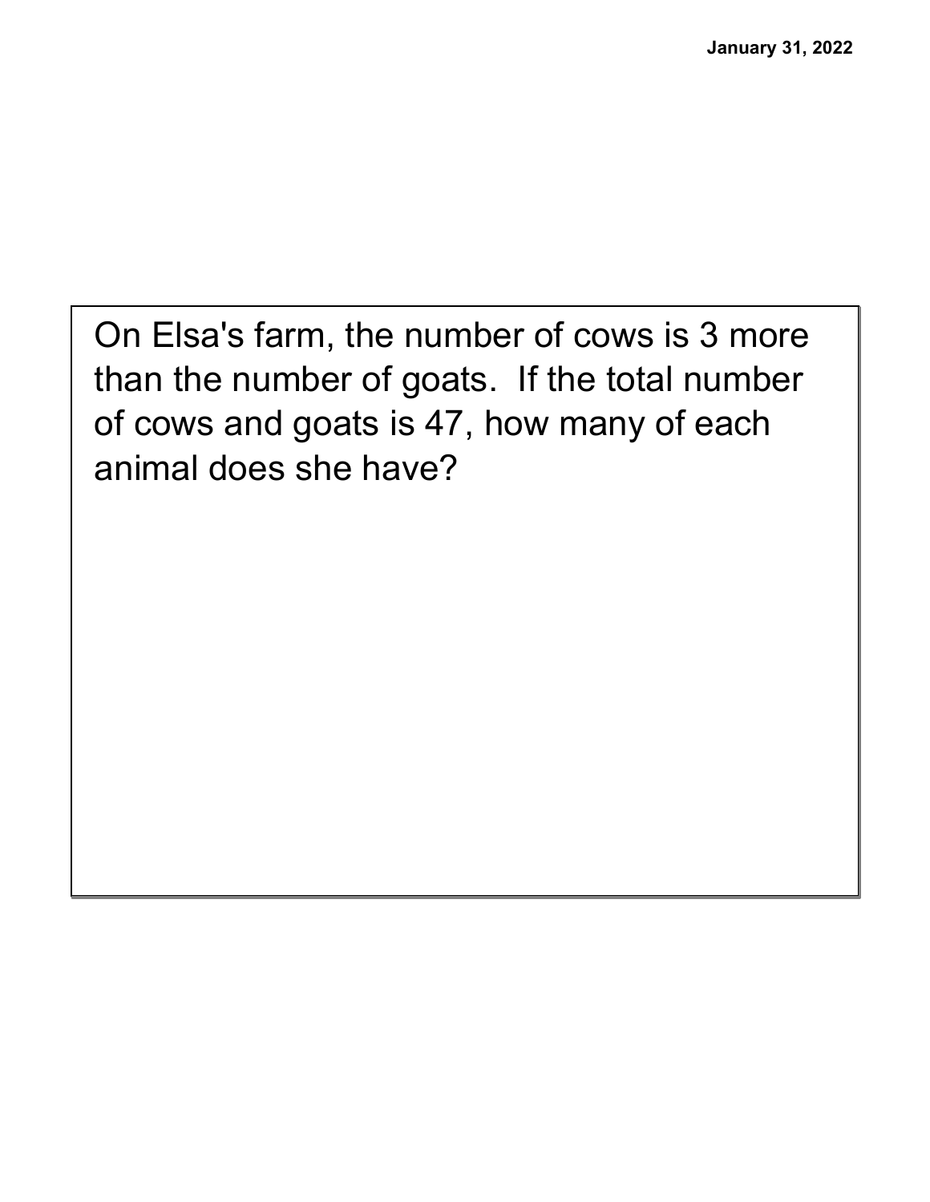January 31, 2022

On Elsa's farm, the number of cows is 3 more than the number of goats. If the total number of cows and goats is 47, how many of each animal does she have?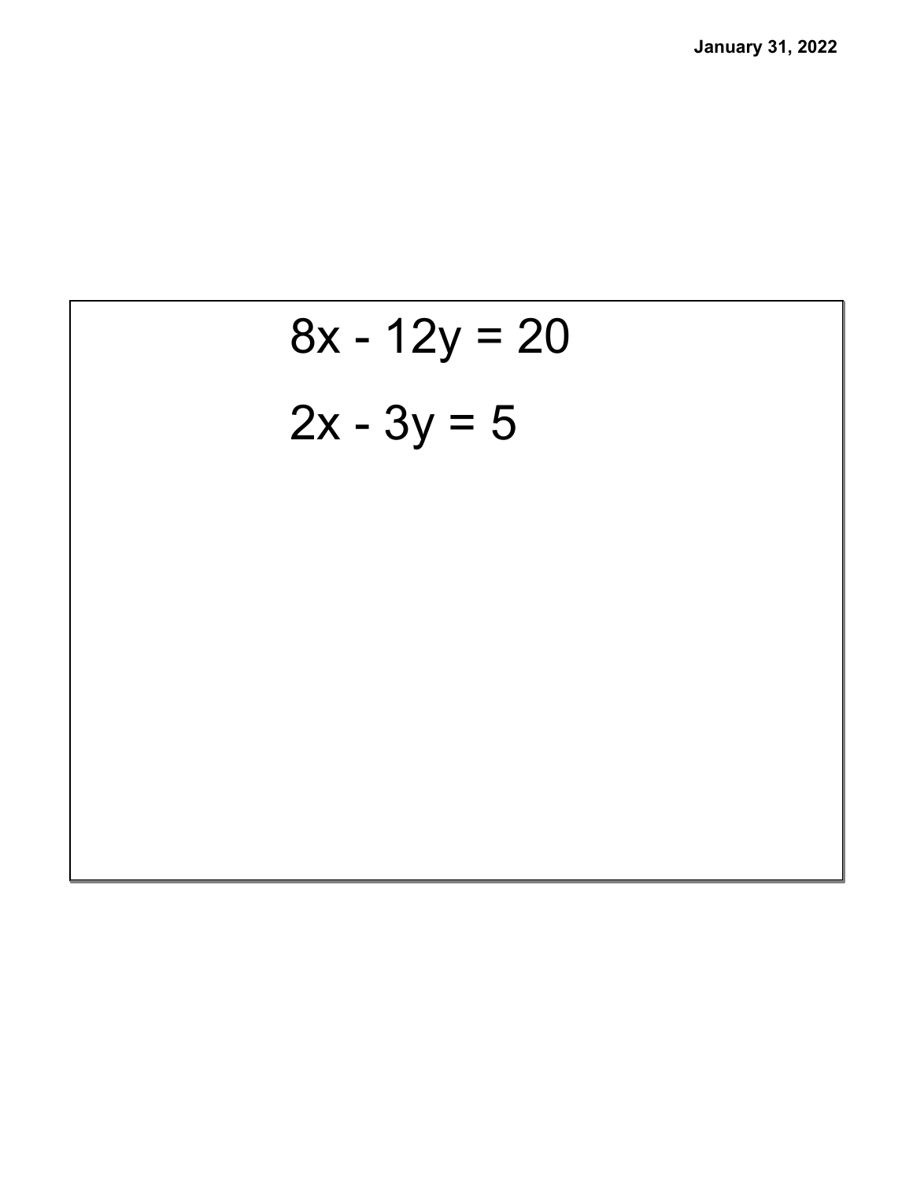$$8x - 12y = 20$$

$$2x - 3y = 5$$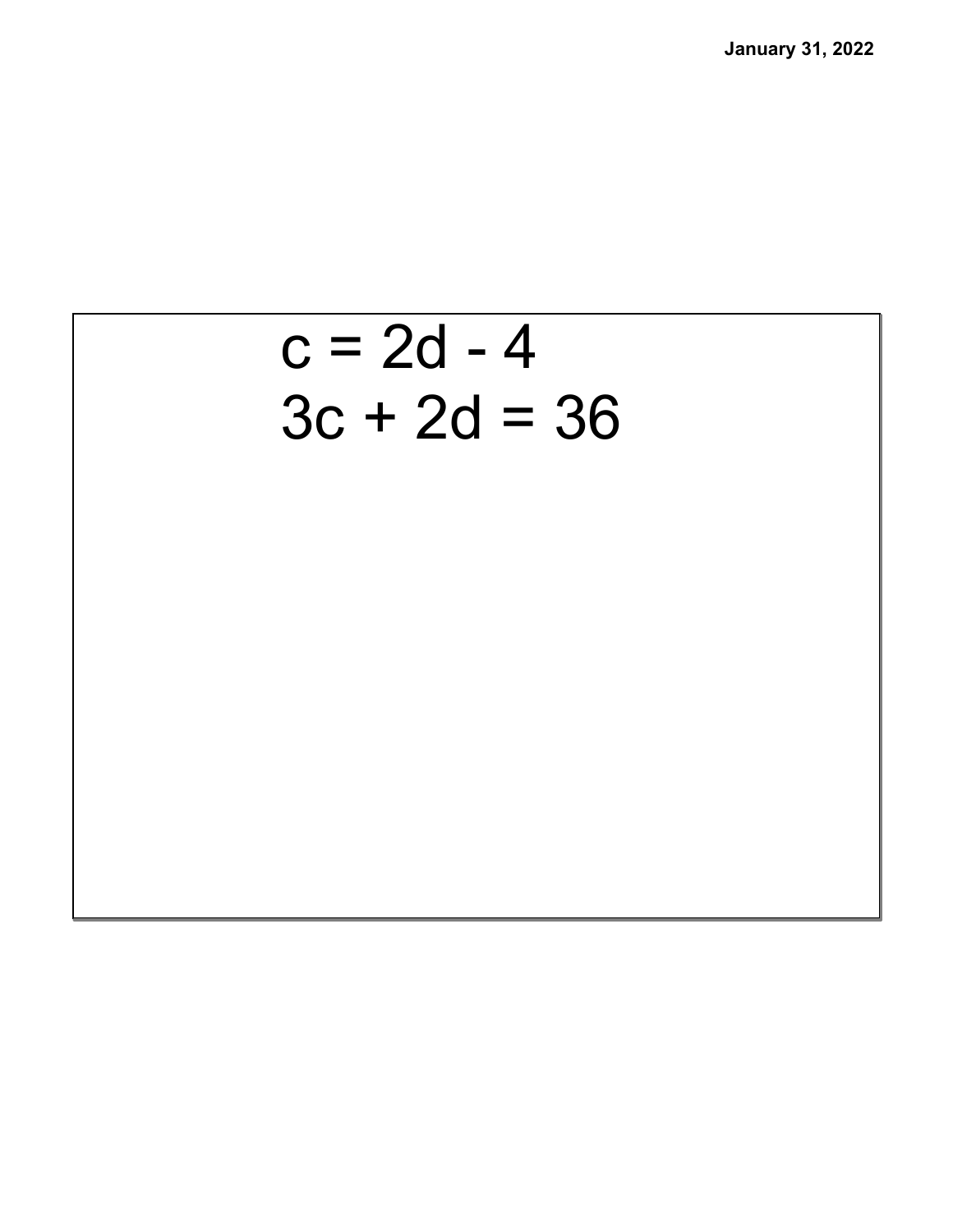$$c = 2d - 4$$

$$3c + 2d = 36$$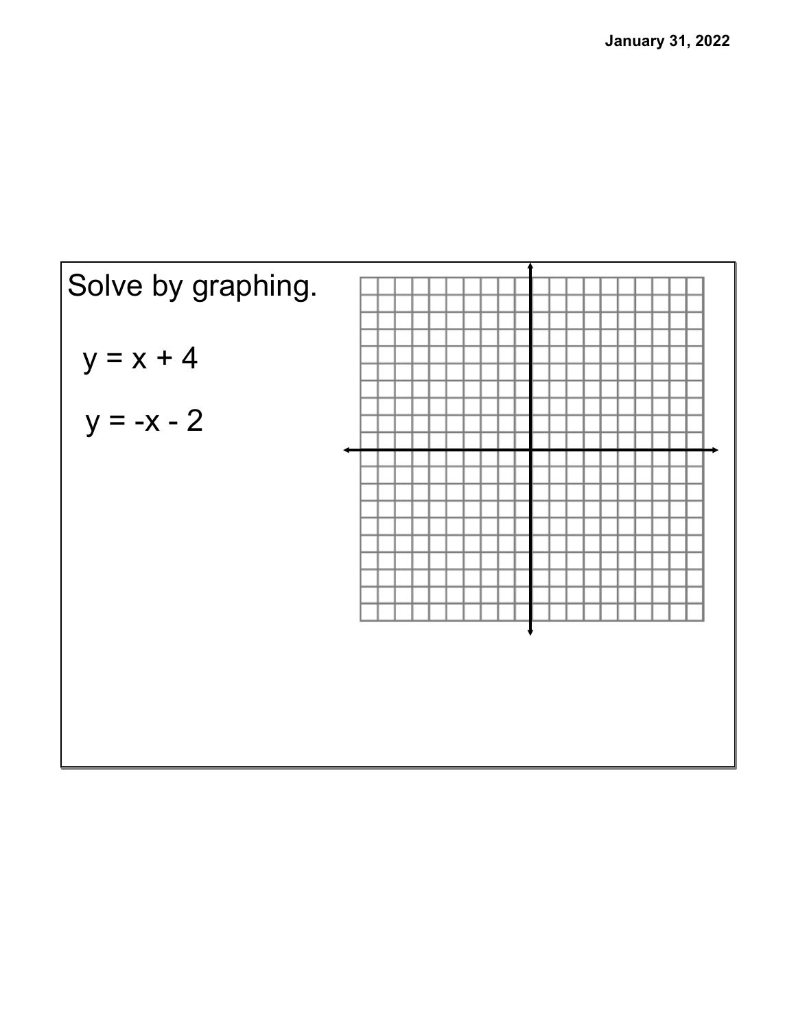Solve by graphing.

$y = x + 4$

$y = -x - 2$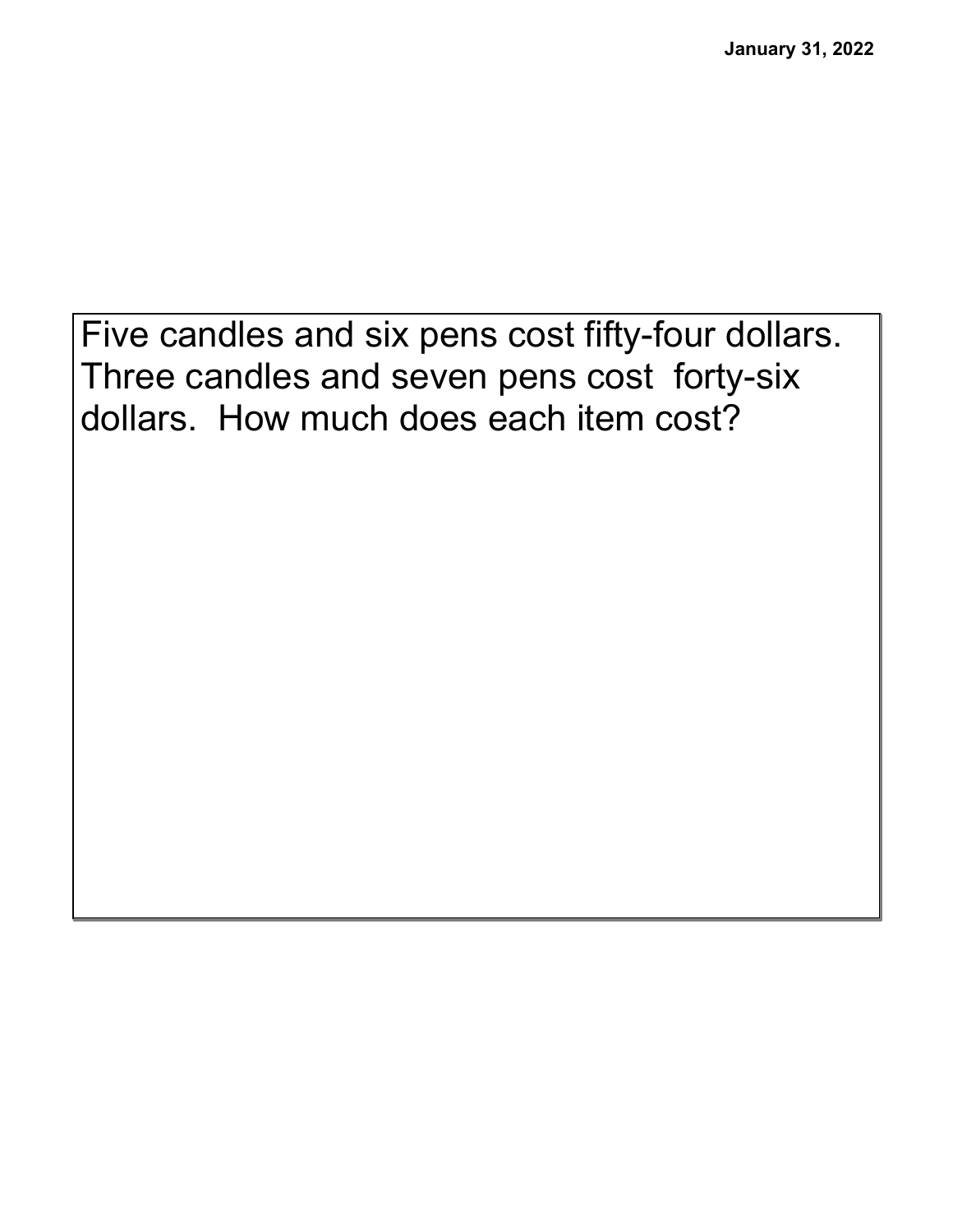Five candles and six pens cost fifty-four dollars. Three candles and seven pens cost forty-six dollars. How much does each item cost?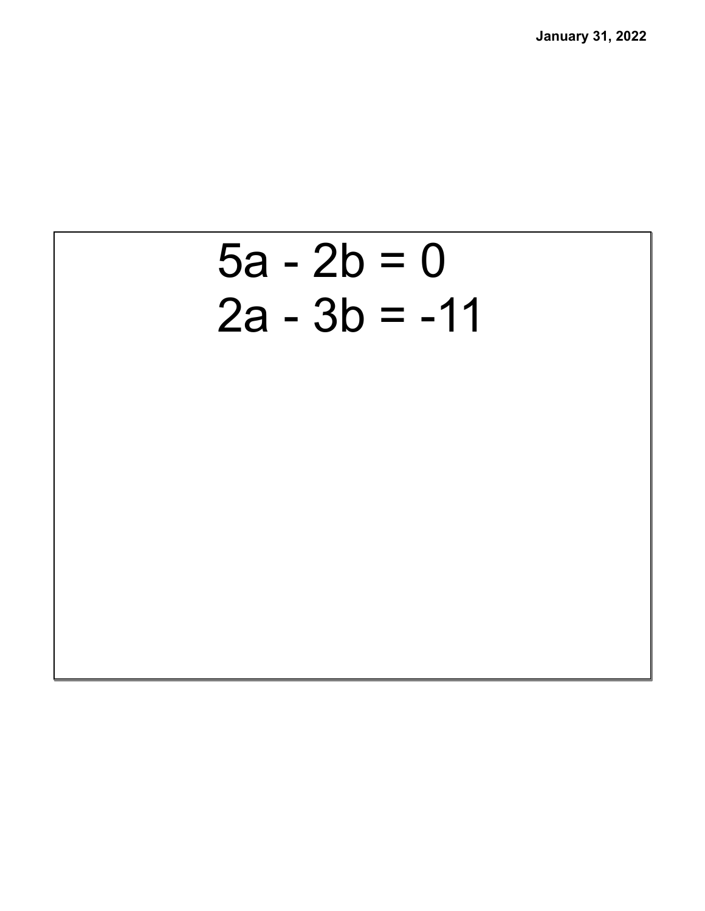$$5a - 2b = 0$$
$$2a - 3b = -11$$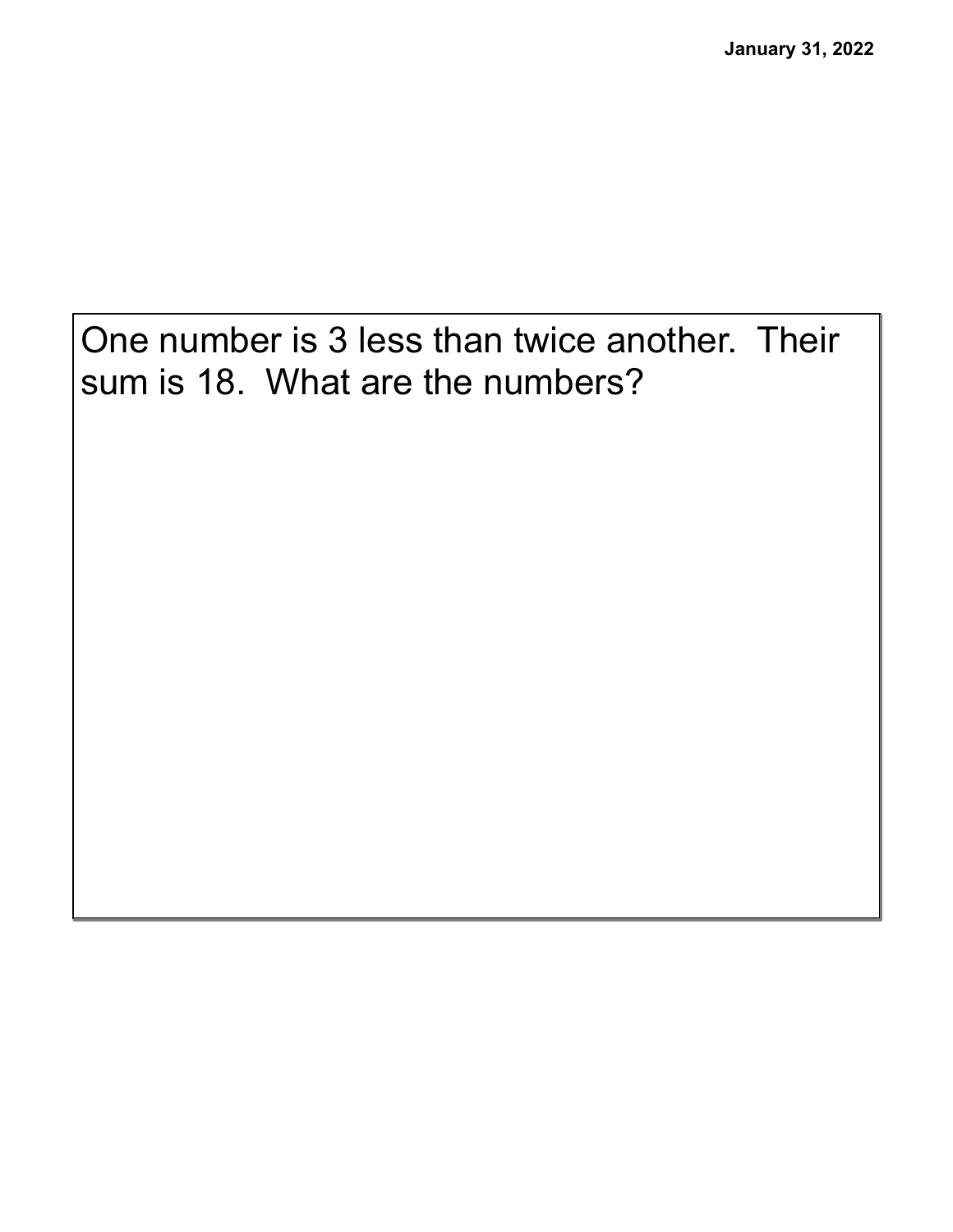January 31, 2022

One number is 3 less than twice another. Their sum is 18. What are the numbers?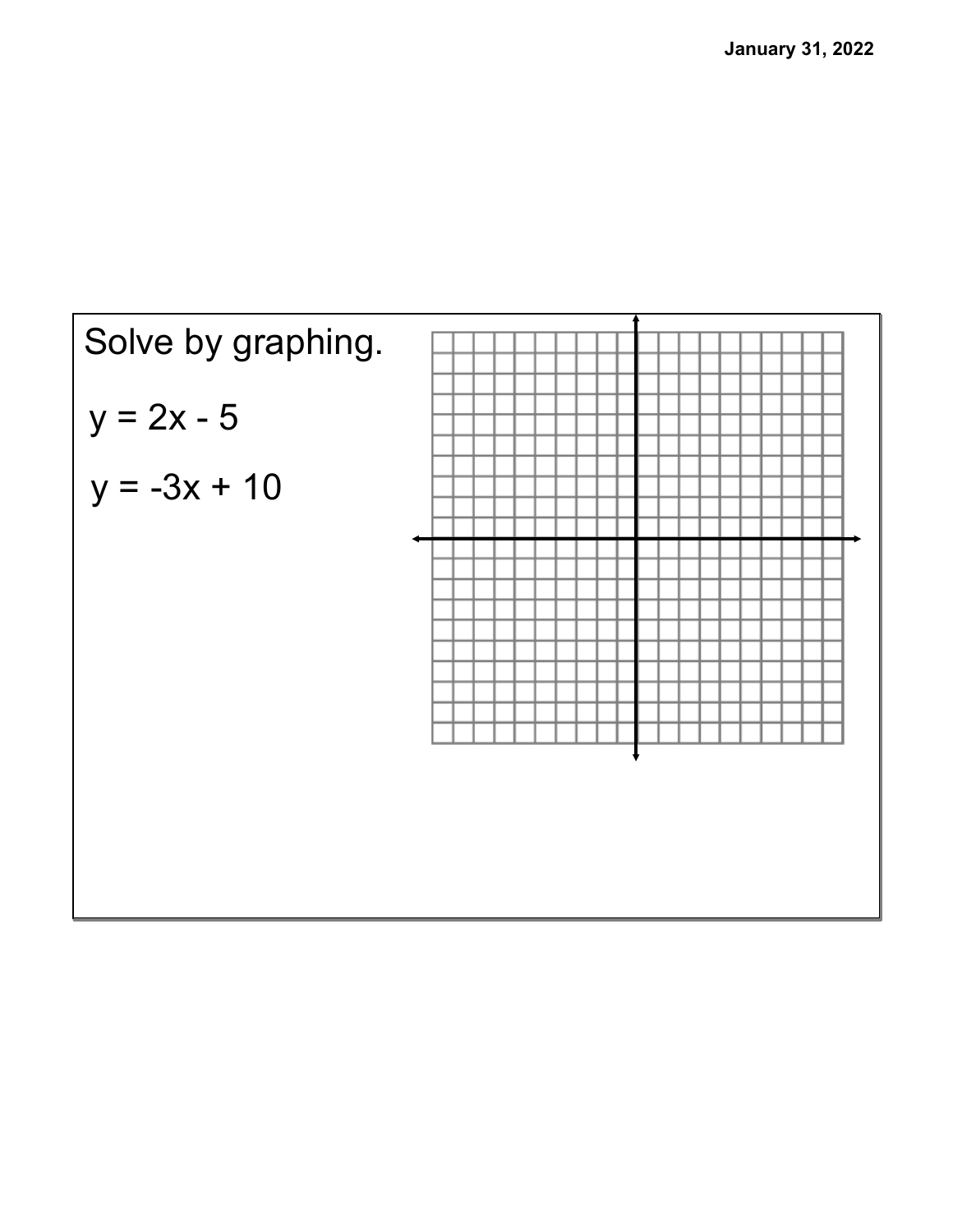Solve by graphing.

$y = 2x - 5$

$y = -3x + 10$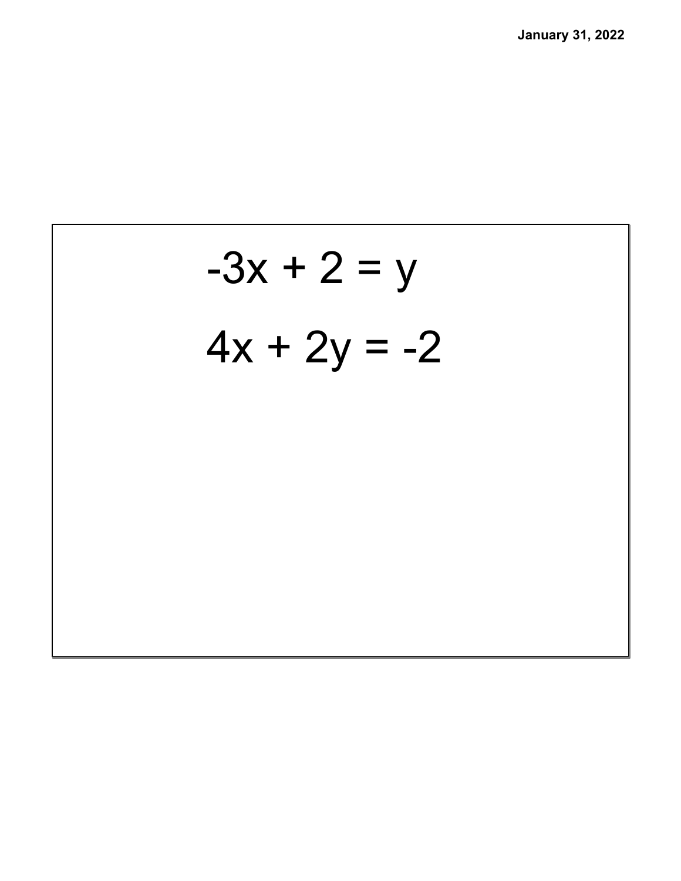$$-3x + 2 = y$$

$$4x + 2y = -2$$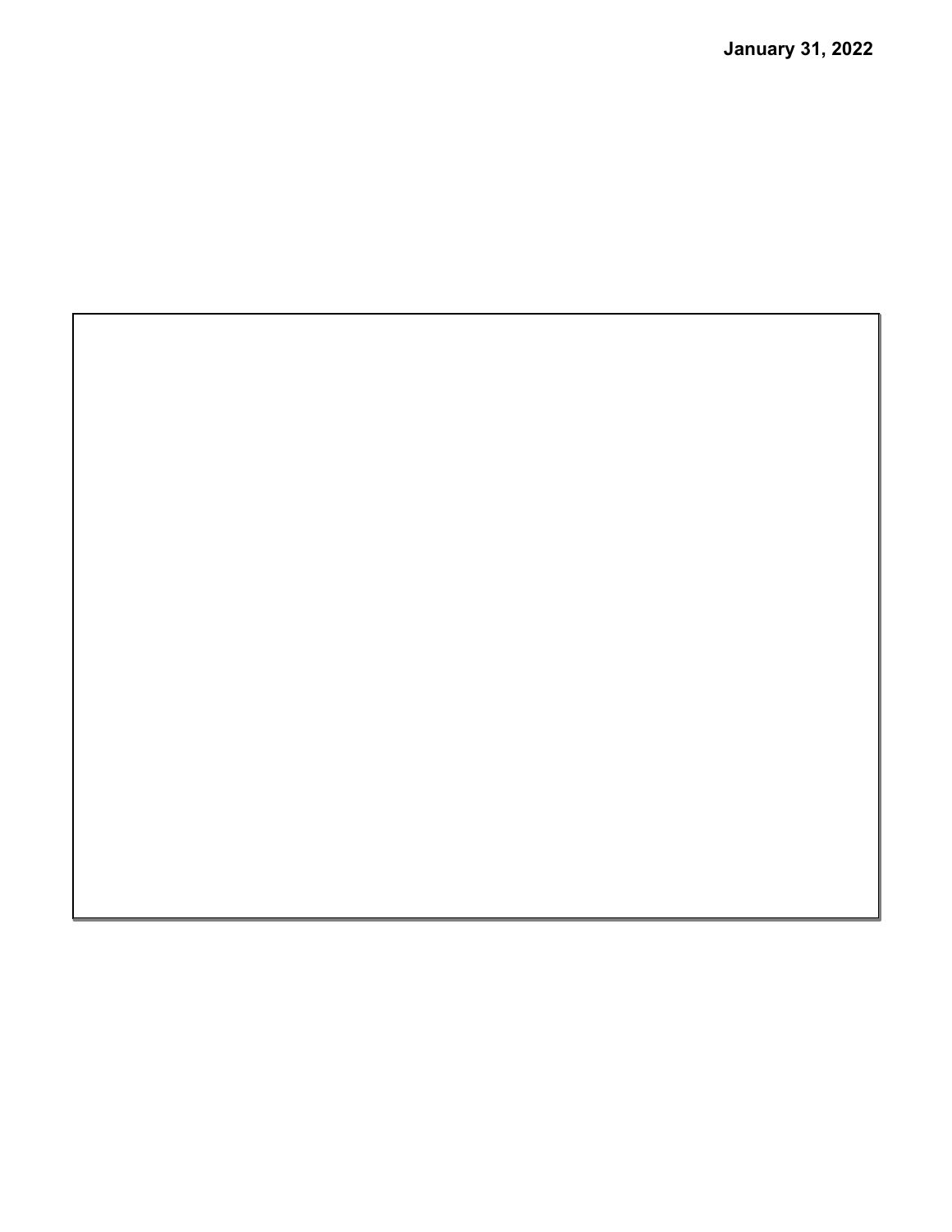January 31, 2022